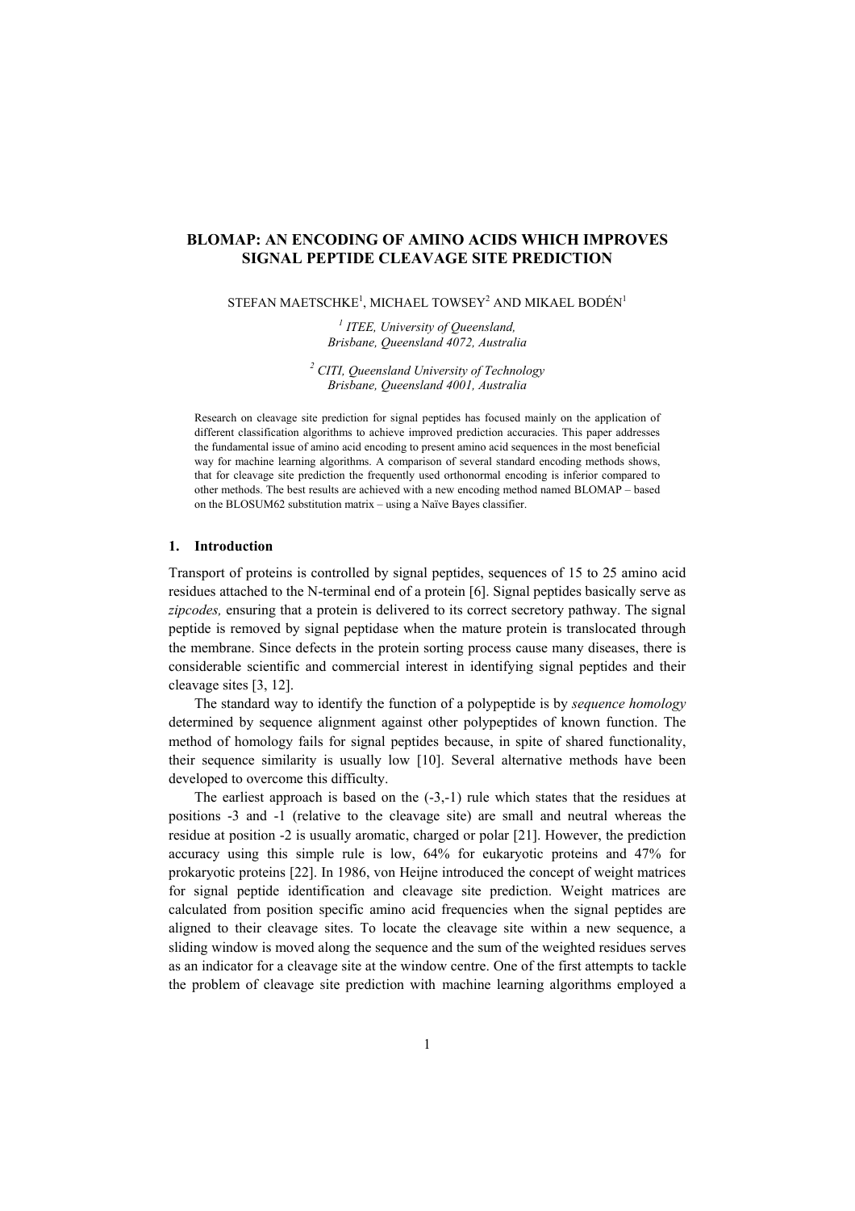# BLOMAP: AN ENCODING OF AMINO ACIDS WHICH IMPROVES SIGNAL PEPTIDE CLEAVAGE SITE PREDICTION

STEFAN MAETSCHKE[1], MICHAEL TOWSEY[2] AND MIKAEL BODÉN[1]

[1] *ITEE, University of Queensland, Brisbane, Queensland 4072, Australia*

[2] *CITI, Queensland University of Technology Brisbane, Queensland 4001, Australia*

Research on cleavage site prediction for signal peptides has focused mainly on the application of different classification algorithms to achieve improved prediction accuracies. This paper addresses the fundamental issue of amino acid encoding to present amino acid sequences in the most beneficial way for machine learning algorithms. A comparison of several standard encoding methods shows, that for cleavage site prediction the frequently used orthonormal encoding is inferior compared to other methods. The best results are achieved with a new encoding method named BLOMAP – based on the BLOSUM62 substitution matrix – using a Naïve Bayes classifier.

## 1. Introduction

Transport of proteins is controlled by signal peptides, sequences of 15 to 25 amino acid residues attached to the N-terminal end of a protein [6]. Signal peptides basically serve as *zipcodes,* ensuring that a protein is delivered to its correct secretory pathway. The signal peptide is removed by signal peptidase when the mature protein is translocated through the membrane. Since defects in the protein sorting process cause many diseases, there is considerable scientific and commercial interest in identifying signal peptides and their cleavage sites [3, 12].

The standard way to identify the function of a polypeptide is by *sequence homology* determined by sequence alignment against other polypeptides of known function. The method of homology fails for signal peptides because, in spite of shared functionality, their sequence similarity is usually low [10]. Several alternative methods have been developed to overcome this difficulty.

The earliest approach is based on the (-3,-1) rule which states that the residues at positions -3 and -1 (relative to the cleavage site) are small and neutral whereas the residue at position -2 is usually aromatic, charged or polar [21]. However, the prediction accuracy using this simple rule is low, 64% for eukaryotic proteins and 47% for prokaryotic proteins [22]. In 1986, von Heijne introduced the concept of weight matrices for signal peptide identification and cleavage site prediction. Weight matrices are calculated from position specific amino acid frequencies when the signal peptides are aligned to their cleavage sites. To locate the cleavage site within a new sequence, a sliding window is moved along the sequence and the sum of the weighted residues serves as an indicator for a cleavage site at the window centre. One of the first attempts to tackle the problem of cleavage site prediction with machine learning algorithms employed a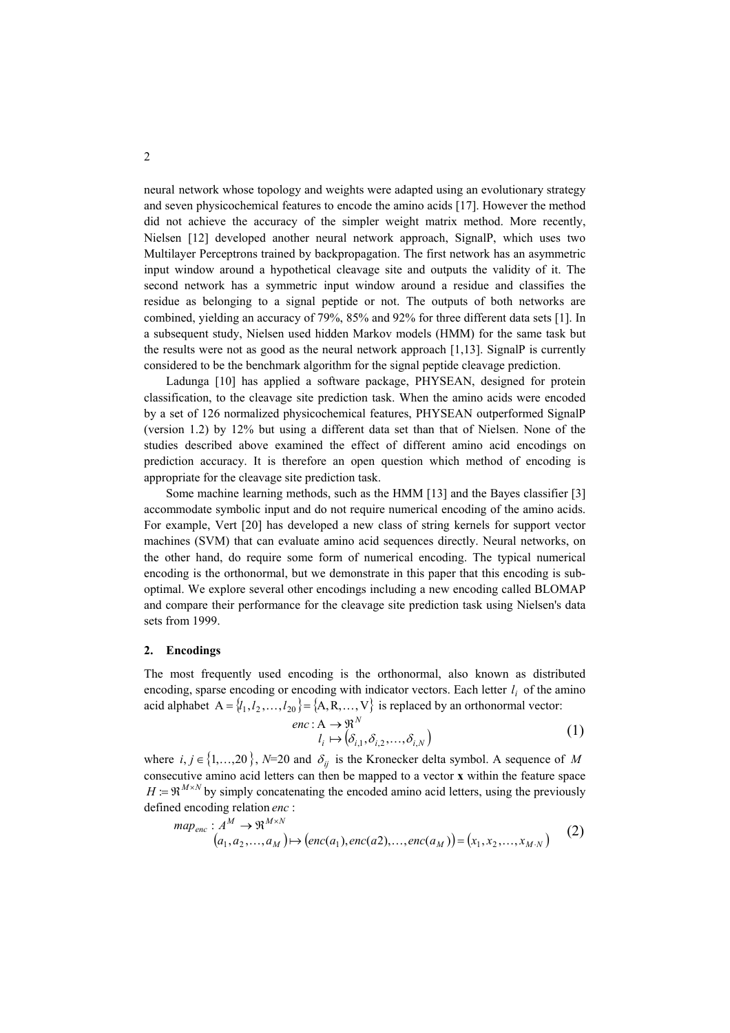neural network whose topology and weights were adapted using an evolutionary strategy and seven physicochemical features to encode the amino acids [17]. However the method did not achieve the accuracy of the simpler weight matrix method. More recently, Nielsen [12] developed another neural network approach, SignalP, which uses two Multilayer Perceptrons trained by backpropagation. The first network has an asymmetric input window around a hypothetical cleavage site and outputs the validity of it. The second network has a symmetric input window around a residue and classifies the residue as belonging to a signal peptide or not. The outputs of both networks are combined, yielding an accuracy of 79%, 85% and 92% for three different data sets [1]. In a subsequent study, Nielsen used hidden Markov models (HMM) for the same task but the results were not as good as the neural network approach [1,13]. SignalP is currently considered to be the benchmark algorithm for the signal peptide cleavage prediction.

Ladunga [10] has applied a software package, PHYSEAN, designed for protein classification, to the cleavage site prediction task. When the amino acids were encoded by a set of 126 normalized physicochemical features, PHYSEAN outperformed SignalP (version 1.2) by 12% but using a different data set than that of Nielsen. None of the studies described above examined the effect of different amino acid encodings on prediction accuracy. It is therefore an open question which method of encoding is appropriate for the cleavage site prediction task.

Some machine learning methods, such as the HMM [13] and the Bayes classifier [3] accommodate symbolic input and do not require numerical encoding of the amino acids. For example, Vert [20] has developed a new class of string kernels for support vector machines (SVM) that can evaluate amino acid sequences directly. Neural networks, on the other hand, do require some form of numerical encoding. The typical numerical encoding is the orthonormal, but we demonstrate in this paper that this encoding is sub-optimal. We explore several other encodings including a new encoding called BLOMAP and compare their performance for the cleavage site prediction task using Nielsen's data sets from 1999.

## 2. Encodings

The most frequently used encoding is the orthonormal, also known as distributed encoding, sparse encoding or encoding with indicator vectors. Each letter $l_i$ of the amino acid alphabet $\mathrm{A} = \{l_1, l_2, \ldots, l_{20}\} = \{\mathrm{A}, \mathrm{R}, \ldots, \mathrm{V}\}$ is replaced by an orthonormal vector:

$$
\begin{aligned}
enc : \mathrm{A} &\rightarrow \Re^N \\
l_i &\mapsto \left(\delta_{i,1}, \delta_{i,2}, \ldots, \delta_{i,N}\right)
\end{aligned}
\tag{1}
$$

where $i, j \in \{1, \ldots, 20\}$, $N$=20 and $\delta_{ij}$ is the Kronecker delta symbol. A sequence of $M$ consecutive amino acid letters can then be mapped to a vector **x** within the feature space $H := \Re^{M \times N}$ by simply concatenating the encoded amino acid letters, using the previously defined encoding relation $enc$ :

$$
\begin{aligned}
map_{enc} : A^M &\rightarrow \Re^{M \times N} \\
\left(a_1, a_2, \ldots, a_M\right) &\mapsto \left(enc(a_1), enc(a2), \ldots, enc(a_M)\right) = \left(x_1, x_2, \ldots, x_{M \cdot N}\right)
\end{aligned}
\tag{2}
$$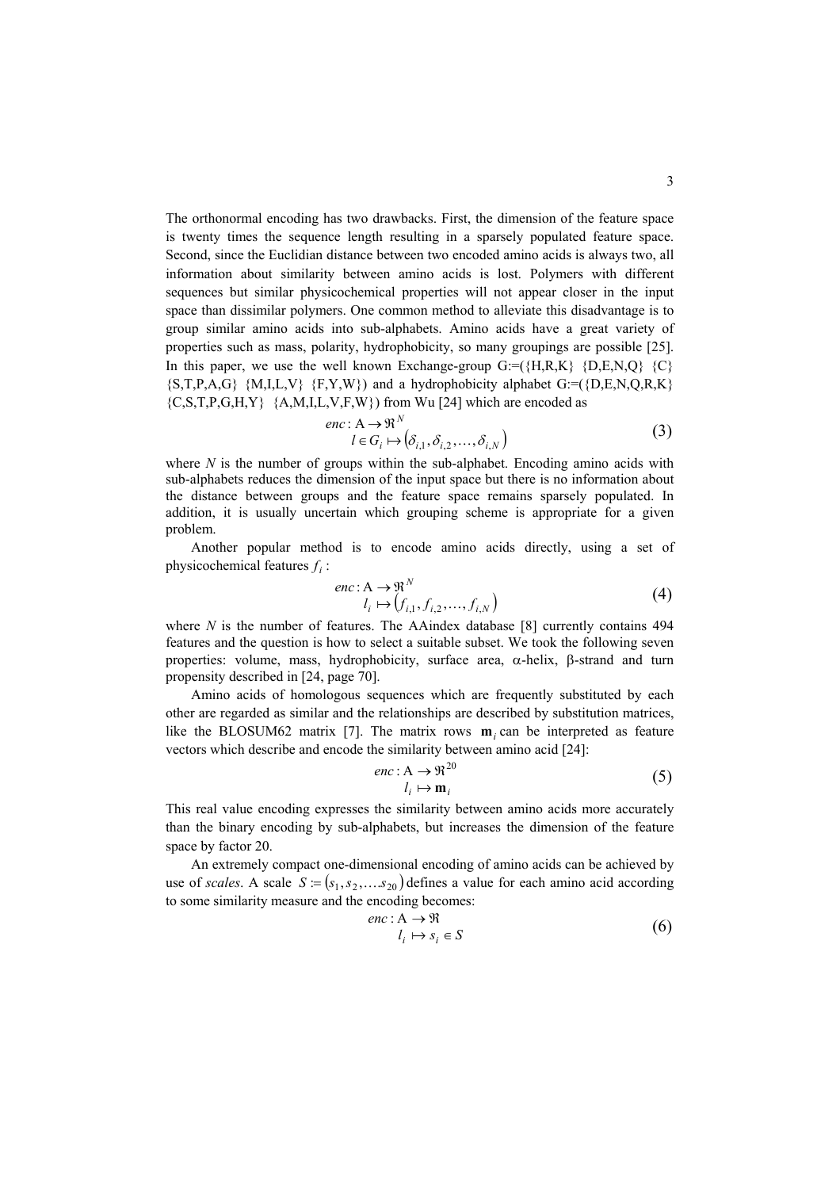The orthonormal encoding has two drawbacks. First, the dimension of the feature space is twenty times the sequence length resulting in a sparsely populated feature space. Second, since the Euclidian distance between two encoded amino acids is always two, all information about similarity between amino acids is lost. Polymers with different sequences but similar physicochemical properties will not appear closer in the input space than dissimilar polymers. One common method to alleviate this disadvantage is to group similar amino acids into sub-alphabets. Amino acids have a great variety of properties such as mass, polarity, hydrophobicity, so many groupings are possible [25]. In this paper, we use the well known Exchange-group G:=({H,R,K} {D,E,N,Q} {C} {S,T,P,A,G} {M,I,L,V} {F,Y,W}) and a hydrophobicity alphabet G:=({D,E,N,Q,R,K} {C,S,T,P,G,H,Y} {A,M,I,L,V,F,W}) from Wu [24] which are encoded as

$$
\begin{aligned}
enc &: \mathrm{A} \rightarrow \Re^{N} \\
l \in G_i &\mapsto \left(\delta_{i,1}, \delta_{i,2}, \ldots, \delta_{i,N}\right)
\end{aligned}
\tag{3}
$$

where $N$ is the number of groups within the sub-alphabet. Encoding amino acids with sub-alphabets reduces the dimension of the input space but there is no information about the distance between groups and the feature space remains sparsely populated. In addition, it is usually uncertain which grouping scheme is appropriate for a given problem.

Another popular method is to encode amino acids directly, using a set of physicochemical features $f_i$ :

$$
\begin{aligned}
enc &: \mathrm{A} \rightarrow \Re^{N} \\
l_i &\mapsto \left(f_{i,1}, f_{i,2}, \ldots, f_{i,N}\right)
\end{aligned}
\tag{4}
$$

where $N$ is the number of features. The AAindex database [8] currently contains 494 features and the question is how to select a suitable subset. We took the following seven properties: volume, mass, hydrophobicity, surface area, $\alpha$-helix, $\beta$-strand and turn propensity described in [24, page 70].

Amino acids of homologous sequences which are frequently substituted by each other are regarded as similar and the relationships are described by substitution matrices, like the BLOSUM62 matrix [7]. The matrix rows $\mathbf{m}_i$ can be interpreted as feature vectors which describe and encode the similarity between amino acid [24]:

$$
\begin{aligned}
enc &: \mathrm{A} \rightarrow \Re^{20} \\
l_i &\mapsto \mathbf{m}_i
\end{aligned}
\tag{5}
$$

This real value encoding expresses the similarity between amino acids more accurately than the binary encoding by sub-alphabets, but increases the dimension of the feature space by factor 20.

An extremely compact one-dimensional encoding of amino acids can be achieved by use of *scales*. A scale $S := \left(s_1, s_2, \ldots s_{20}\right)$ defines a value for each amino acid according to some similarity measure and the encoding becomes:

$$
\begin{aligned}
enc &: \mathrm{A} \rightarrow \Re \\
l_i &\mapsto s_i \in S
\end{aligned}
\tag{6}
$$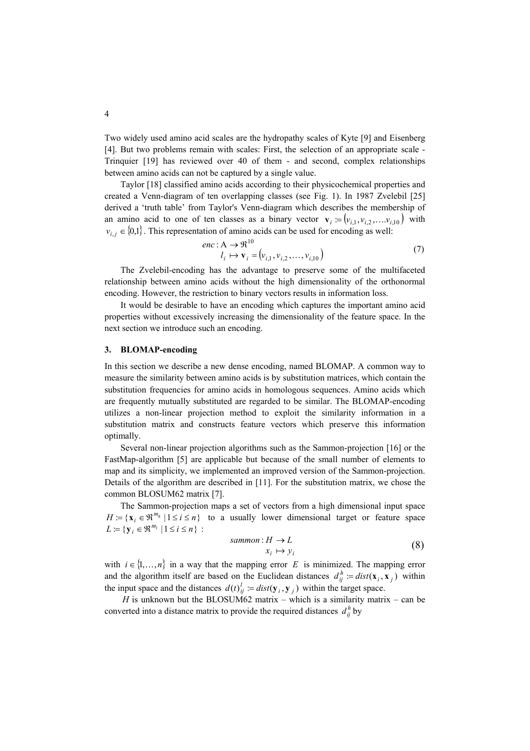Two widely used amino acid scales are the hydropathy scales of Kyte [9] and Eisenberg [4]. But two problems remain with scales: First, the selection of an appropriate scale - Trinquier [19] has reviewed over 40 of them - and second, complex relationships between amino acids can not be captured by a single value.

Taylor [18] classified amino acids according to their physicochemical properties and created a Venn-diagram of ten overlapping classes (see Fig. 1). In 1987 Zvelebil [25] derived a 'truth table' from Taylor's Venn-diagram which describes the membership of an amino acid to one of ten classes as a binary vector $\mathbf{v}_i := (v_{i,1}, v_{i,2}, \ldots v_{i,10})$ with $v_{i,j} \in \{0,1\}$. This representation of amino acids can be used for encoding as well:

$$\begin{aligned} enc &: \mathrm{A} \to \Re^{10} \\ l_i &\mapsto \mathbf{v}_i = (v_{i,1}, v_{i,2}, \ldots, v_{i,10}) \end{aligned} \tag{7}$$

The Zvelebil-encoding has the advantage to preserve some of the multifaceted relationship between amino acids without the high dimensionality of the orthonormal encoding. However, the restriction to binary vectors results in information loss.

It would be desirable to have an encoding which captures the important amino acid properties without excessively increasing the dimensionality of the feature space. In the next section we introduce such an encoding.

## 3. BLOMAP-encoding

In this section we describe a new dense encoding, named BLOMAP. A common way to measure the similarity between amino acids is by substitution matrices, which contain the substitution frequencies for amino acids in homologous sequences. Amino acids which are frequently mutually substituted are regarded to be similar. The BLOMAP-encoding utilizes a non-linear projection method to exploit the similarity information in a substitution matrix and constructs feature vectors which preserve this information optimally.

Several non-linear projection algorithms such as the Sammon-projection [16] or the FastMap-algorithm [5] are applicable but because of the small number of elements to map and its simplicity, we implemented an improved version of the Sammon-projection. Details of the algorithm are described in [11]. For the substitution matrix, we chose the common BLOSUM62 matrix [7].

The Sammon-projection maps a set of vectors from a high dimensional input space $H := \{\mathbf{x}_i \in \Re^{m_h} \mid 1 \le i \le n\}$ to a usually lower dimensional target or feature space $L := \{\mathbf{y}_i \in \Re^{m_l} \mid 1 \le i \le n\}$ :

$$\begin{aligned} sammon &: H \to L \\ x_i &\mapsto y_i \end{aligned} \tag{8}$$

with $i \in \{1, \ldots, n\}$ in a way that the mapping error $E$ is minimized. The mapping error and the algorithm itself are based on the Euclidean distances $d_{ij}^h := dist(\mathbf{x}_i, \mathbf{x}_j)$ within the input space and the distances $d(t)_{ij}^l := dist(\mathbf{y}_i, \mathbf{y}_j)$ within the target space.

$H$ is unknown but the BLOSUM62 matrix – which is a similarity matrix – can be converted into a distance matrix to provide the required distances $d_{ij}^h$ by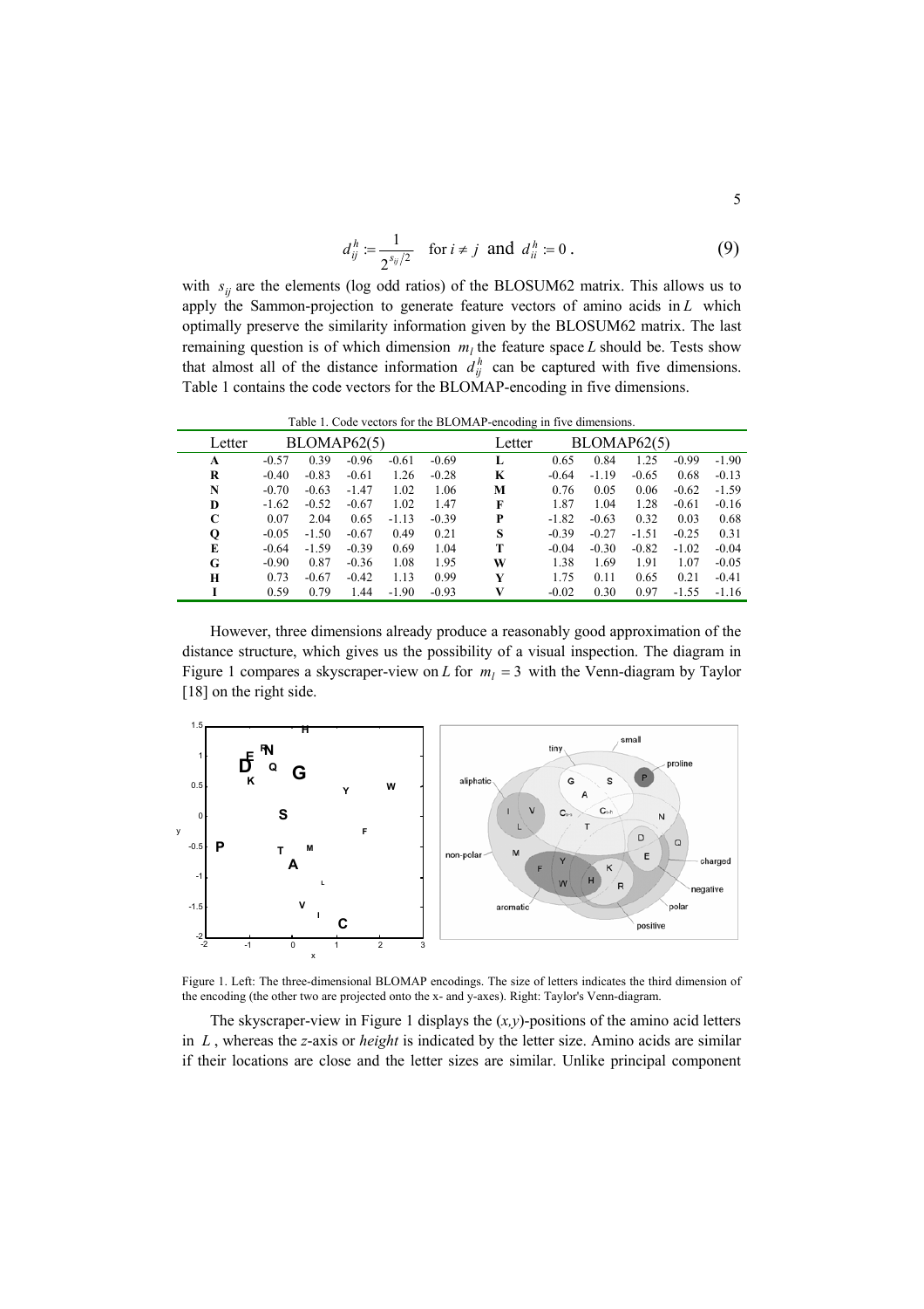$$d_{ij}^h := \frac{1}{2^{s_{ij}/2}} \quad \text{for } i \neq j \text{ and } d_{ii}^h := 0 \,. \tag{9}$$

with $s_{ij}$ are the elements (log odd ratios) of the BLOSUM62 matrix. This allows us to apply the Sammon-projection to generate feature vectors of amino acids in $L$ which optimally preserve the similarity information given by the BLOSUM62 matrix. The last remaining question is of which dimension $m_l$ the feature space $L$ should be. Tests show that almost all of the distance information $d_{ij}^h$ can be captured with five dimensions. Table 1 contains the code vectors for the BLOMAP-encoding in five dimensions.

Table 1. Code vectors for the BLOMAP-encoding in five dimensions.

| Letter | BLOMAP62(5) | | | | | Letter | BLOMAP62(5) | | | | |
|---|---|---|---|---|---|---|---|---|---|---|---|
| **A** | -0.57 | 0.39 | -0.96 | -0.61 | -0.69 | **L** | 0.65 | 0.84 | 1.25 | -0.99 | -1.90 |
| **R** | -0.40 | -0.83 | -0.61 | 1.26 | -0.28 | **K** | -0.64 | -1.19 | -0.65 | 0.68 | -0.13 |
| **N** | -0.70 | -0.63 | -1.47 | 1.02 | 1.06 | **M** | 0.76 | 0.05 | 0.06 | -0.62 | -1.59 |
| **D** | -1.62 | -0.52 | -0.67 | 1.02 | 1.47 | **F** | 1.87 | 1.04 | 1.28 | -0.61 | -0.16 |
| **C** | 0.07 | 2.04 | 0.65 | -1.13 | -0.39 | **P** | -1.82 | -0.63 | 0.32 | 0.03 | 0.68 |
| **Q** | -0.05 | -1.50 | -0.67 | 0.49 | 0.21 | **S** | -0.39 | -0.27 | -1.51 | -0.25 | 0.31 |
| **E** | -0.64 | -1.59 | -0.39 | 0.69 | 1.04 | **T** | -0.04 | -0.30 | -0.82 | -1.02 | -0.04 |
| **G** | -0.90 | 0.87 | -0.36 | 1.08 | 1.95 | **W** | 1.38 | 1.69 | 1.91 | 1.07 | -0.05 |
| **H** | 0.73 | -0.67 | -0.42 | 1.13 | 0.99 | **Y** | 1.75 | 0.11 | 0.65 | 0.21 | -0.41 |
| **I** | 0.59 | 0.79 | 1.44 | -1.90 | -0.93 | **V** | -0.02 | 0.30 | 0.97 | -1.55 | -1.16 |

However, three dimensions already produce a reasonably good approximation of the distance structure, which gives us the possibility of a visual inspection. The diagram in Figure 1 compares a skyscraper-view on $L$ for $m_l = 3$ with the Venn-diagram by Taylor [18] on the right side.

Figure 1. Left: The three-dimensional BLOMAP encodings. The size of letters indicates the third dimension of the encoding (the other two are projected onto the x- and y-axes). Right: Taylor's Venn-diagram.

The skyscraper-view in Figure 1 displays the $(x,y)$-positions of the amino acid letters in $L$, whereas the $z$-axis or *height* is indicated by the letter size. Amino acids are similar if their locations are close and the letter sizes are similar. Unlike principal component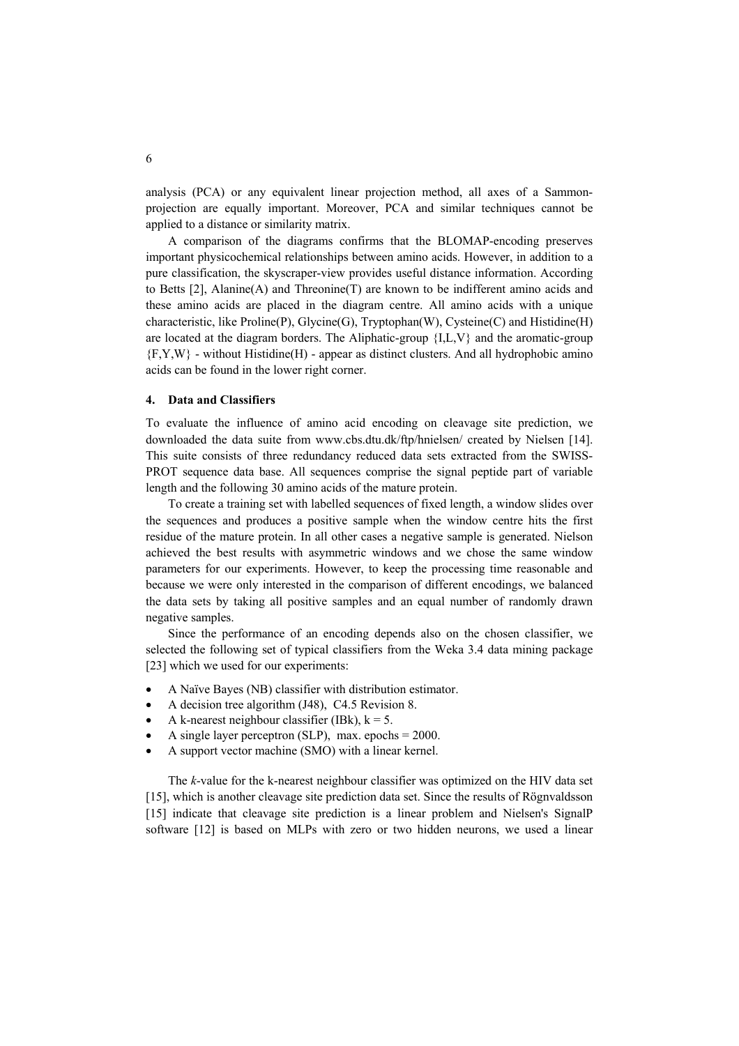analysis (PCA) or any equivalent linear projection method, all axes of a Sammon-projection are equally important. Moreover, PCA and similar techniques cannot be applied to a distance or similarity matrix.

A comparison of the diagrams confirms that the BLOMAP-encoding preserves important physicochemical relationships between amino acids. However, in addition to a pure classification, the skyscraper-view provides useful distance information. According to Betts [2], Alanine(A) and Threonine(T) are known to be indifferent amino acids and these amino acids are placed in the diagram centre. All amino acids with a unique characteristic, like Proline(P), Glycine(G), Tryptophan(W), Cysteine(C) and Histidine(H) are located at the diagram borders. The Aliphatic-group {I,L,V} and the aromatic-group {F,Y,W} - without Histidine(H) - appear as distinct clusters. And all hydrophobic amino acids can be found in the lower right corner.

## 4. Data and Classifiers

To evaluate the influence of amino acid encoding on cleavage site prediction, we downloaded the data suite from www.cbs.dtu.dk/ftp/hnielsen/ created by Nielsen [14]. This suite consists of three redundancy reduced data sets extracted from the SWISS-PROT sequence data base. All sequences comprise the signal peptide part of variable length and the following 30 amino acids of the mature protein.

To create a training set with labelled sequences of fixed length, a window slides over the sequences and produces a positive sample when the window centre hits the first residue of the mature protein. In all other cases a negative sample is generated. Nielson achieved the best results with asymmetric windows and we chose the same window parameters for our experiments. However, to keep the processing time reasonable and because we were only interested in the comparison of different encodings, we balanced the data sets by taking all positive samples and an equal number of randomly drawn negative samples.

Since the performance of an encoding depends also on the chosen classifier, we selected the following set of typical classifiers from the Weka 3.4 data mining package [23] which we used for our experiments:

- A Naïve Bayes (NB) classifier with distribution estimator.
- A decision tree algorithm (J48), C4.5 Revision 8.
- A k-nearest neighbour classifier (IBk), k = 5.
- A single layer perceptron (SLP), max. epochs = 2000.
- A support vector machine (SMO) with a linear kernel.

The *k*-value for the k-nearest neighbour classifier was optimized on the HIV data set [15], which is another cleavage site prediction data set. Since the results of Rögnvaldsson [15] indicate that cleavage site prediction is a linear problem and Nielsen's SignalP software [12] is based on MLPs with zero or two hidden neurons, we used a linear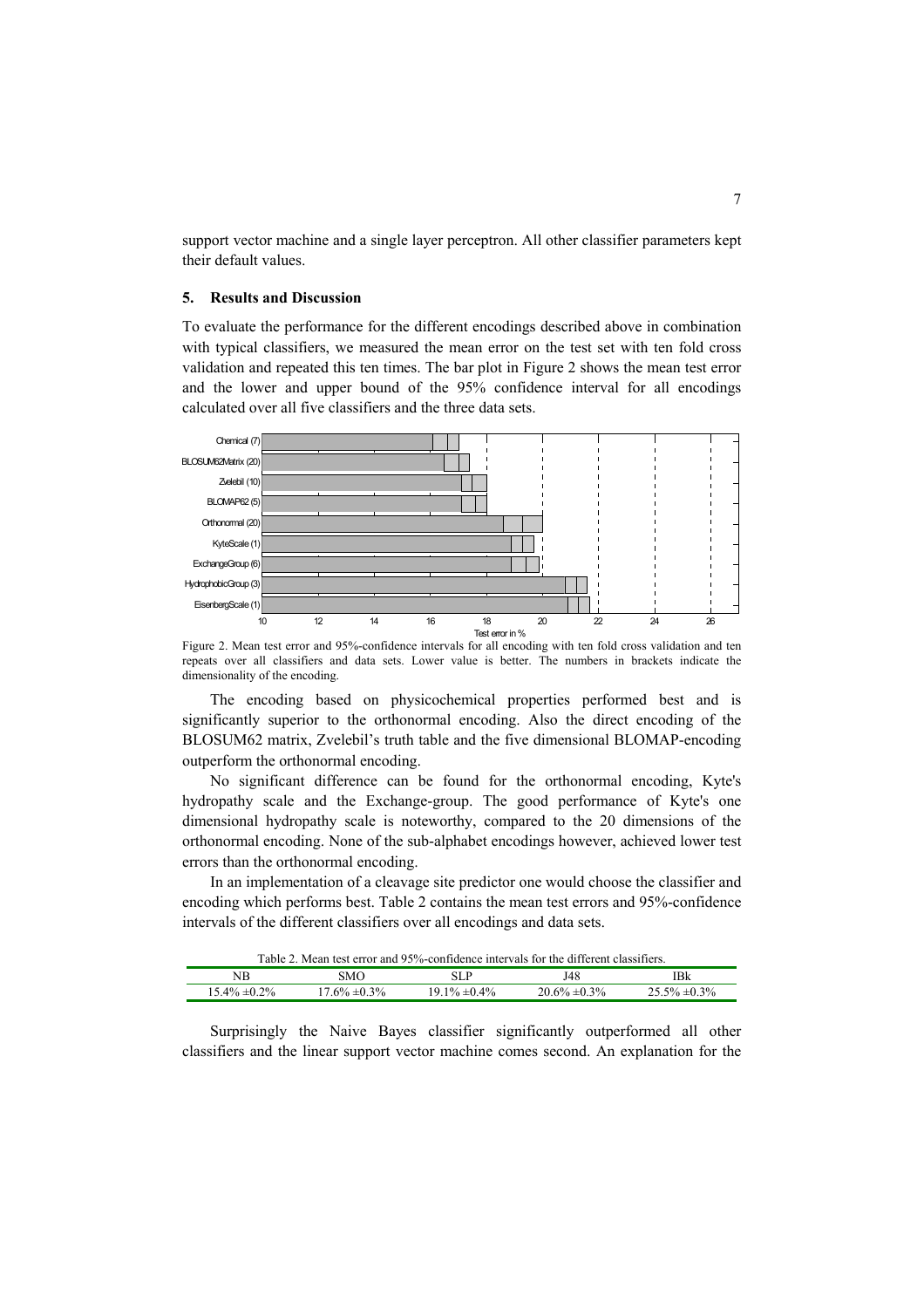support vector machine and a single layer perceptron. All other classifier parameters kept their default values.

## 5. Results and Discussion

To evaluate the performance for the different encodings described above in combination with typical classifiers, we measured the mean error on the test set with ten fold cross validation and repeated this ten times. The bar plot in Figure 2 shows the mean test error and the lower and upper bound of the 95% confidence interval for all encodings calculated over all five classifiers and the three data sets.

Figure 2. Mean test error and 95%-confidence intervals for all encoding with ten fold cross validation and ten repeats over all classifiers and data sets. Lower value is better. The numbers in brackets indicate the dimensionality of the encoding.

The encoding based on physicochemical properties performed best and is significantly superior to the orthonormal encoding. Also the direct encoding of the BLOSUM62 matrix, Zvelebil's truth table and the five dimensional BLOMAP-encoding outperform the orthonormal encoding.

No significant difference can be found for the orthonormal encoding, Kyte's hydropathy scale and the Exchange-group. The good performance of Kyte's one dimensional hydropathy scale is noteworthy, compared to the 20 dimensions of the orthonormal encoding. None of the sub-alphabet encodings however, achieved lower test errors than the orthonormal encoding.

In an implementation of a cleavage site predictor one would choose the classifier and encoding which performs best. Table 2 contains the mean test errors and 95%-confidence intervals of the different classifiers over all encodings and data sets.

Table 2. Mean test error and 95%-confidence intervals for the different classifiers.

| NB | SMO | SLP | J48 | IBk |
|---|---|---|---|---|
| 15.4% ±0.2% | 17.6% ±0.3% | 19.1% ±0.4% | 20.6% ±0.3% | 25.5% ±0.3% |

Surprisingly the Naive Bayes classifier significantly outperformed all other classifiers and the linear support vector machine comes second. An explanation for the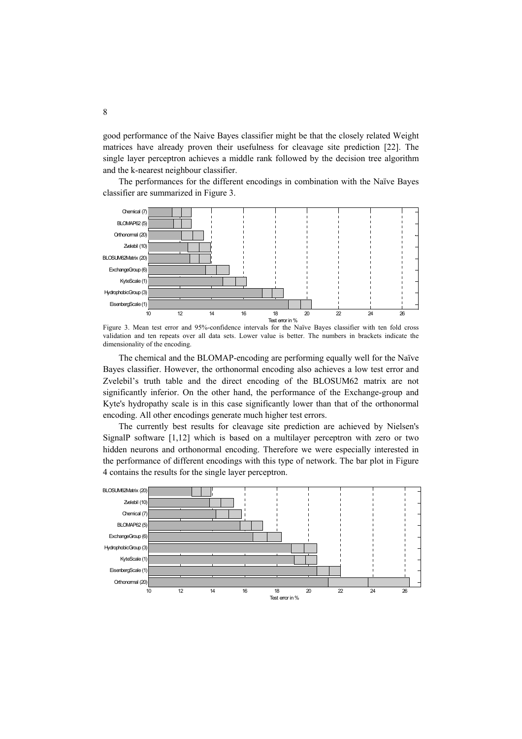good performance of the Naive Bayes classifier might be that the closely related Weight matrices have already proven their usefulness for cleavage site prediction [22]. The single layer perceptron achieves a middle rank followed by the decision tree algorithm and the k-nearest neighbour classifier.

The performances for the different encodings in combination with the Naïve Bayes classifier are summarized in Figure 3.

Figure 3. Mean test error and 95%-confidence intervals for the Naïve Bayes classifier with ten fold cross validation and ten repeats over all data sets. Lower value is better. The numbers in brackets indicate the dimensionality of the encoding.

The chemical and the BLOMAP-encoding are performing equally well for the Naïve Bayes classifier. However, the orthonormal encoding also achieves a low test error and Zvelebil's truth table and the direct encoding of the BLOSUM62 matrix are not significantly inferior. On the other hand, the performance of the Exchange-group and Kyte's hydropathy scale is in this case significantly lower than that of the orthonormal encoding. All other encodings generate much higher test errors.

The currently best results for cleavage site prediction are achieved by Nielsen's SignalP software [1,12] which is based on a multilayer perceptron with zero or two hidden neurons and orthonormal encoding. Therefore we were especially interested in the performance of different encodings with this type of network. The bar plot in Figure 4 contains the results for the single layer perceptron.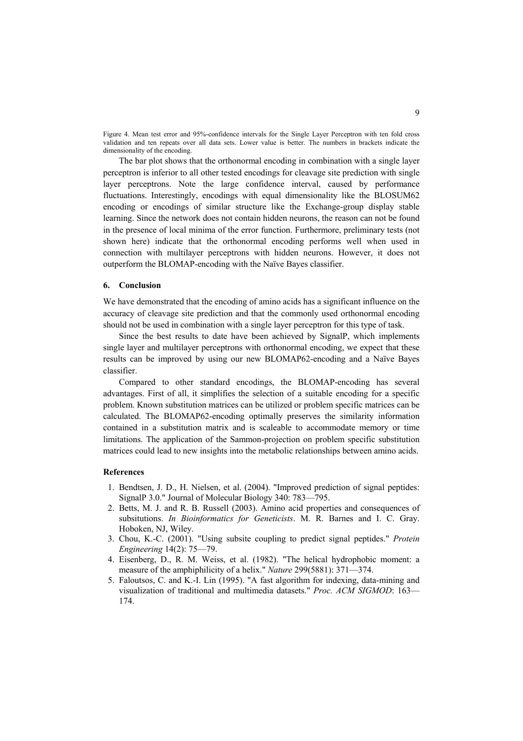Figure 4. Mean test error and 95%-confidence intervals for the Single Layer Perceptron with ten fold cross validation and ten repeats over all data sets. Lower value is better. The numbers in brackets indicate the dimensionality of the encoding.

The bar plot shows that the orthonormal encoding in combination with a single layer perceptron is inferior to all other tested encodings for cleavage site prediction with single layer perceptrons. Note the large confidence interval, caused by performance fluctuations. Interestingly, encodings with equal dimensionality like the BLOSUM62 encoding or encodings of similar structure like the Exchange-group display stable learning. Since the network does not contain hidden neurons, the reason can not be found in the presence of local minima of the error function. Furthermore, preliminary tests (not shown here) indicate that the orthonormal encoding performs well when used in connection with multilayer perceptrons with hidden neurons. However, it does not outperform the BLOMAP-encoding with the Naïve Bayes classifier.

## 6. Conclusion

We have demonstrated that the encoding of amino acids has a significant influence on the accuracy of cleavage site prediction and that the commonly used orthonormal encoding should not be used in combination with a single layer perceptron for this type of task.

Since the best results to date have been achieved by SignalP, which implements single layer and multilayer perceptrons with orthonormal encoding, we expect that these results can be improved by using our new BLOMAP62-encoding and a Naïve Bayes classifier.

Compared to other standard encodings, the BLOMAP-encoding has several advantages. First of all, it simplifies the selection of a suitable encoding for a specific problem. Known substitution matrices can be utilized or problem specific matrices can be calculated. The BLOMAP62-encoding optimally preserves the similarity information contained in a substitution matrix and is scaleable to accommodate memory or time limitations. The application of the Sammon-projection on problem specific substitution matrices could lead to new insights into the metabolic relationships between amino acids.

### References

1. Bendtsen, J. D., H. Nielsen, et al. (2004). "Improved prediction of signal peptides: SignalP 3.0." Journal of Molecular Biology 340: 783—795.
2. Betts, M. J. and R. B. Russell (2003). Amino acid properties and consequences of subsitutions. *In Bioinformatics for Geneticists*. M. R. Barnes and I. C. Gray. Hoboken, NJ, Wiley.
3. Chou, K.-C. (2001). "Using subsite coupling to predict signal peptides." *Protein Engineering* 14(2): 75—79.
4. Eisenberg, D., R. M. Weiss, et al. (1982). "The helical hydrophobic moment: a measure of the amphiphilicity of a helix." *Nature* 299(5881): 371—374.
5. Faloutsos, C. and K.-I. Lin (1995). "A fast algorithm for indexing, data-mining and visualization of traditional and multimedia datasets." *Proc. ACM SIGMOD*: 163—174.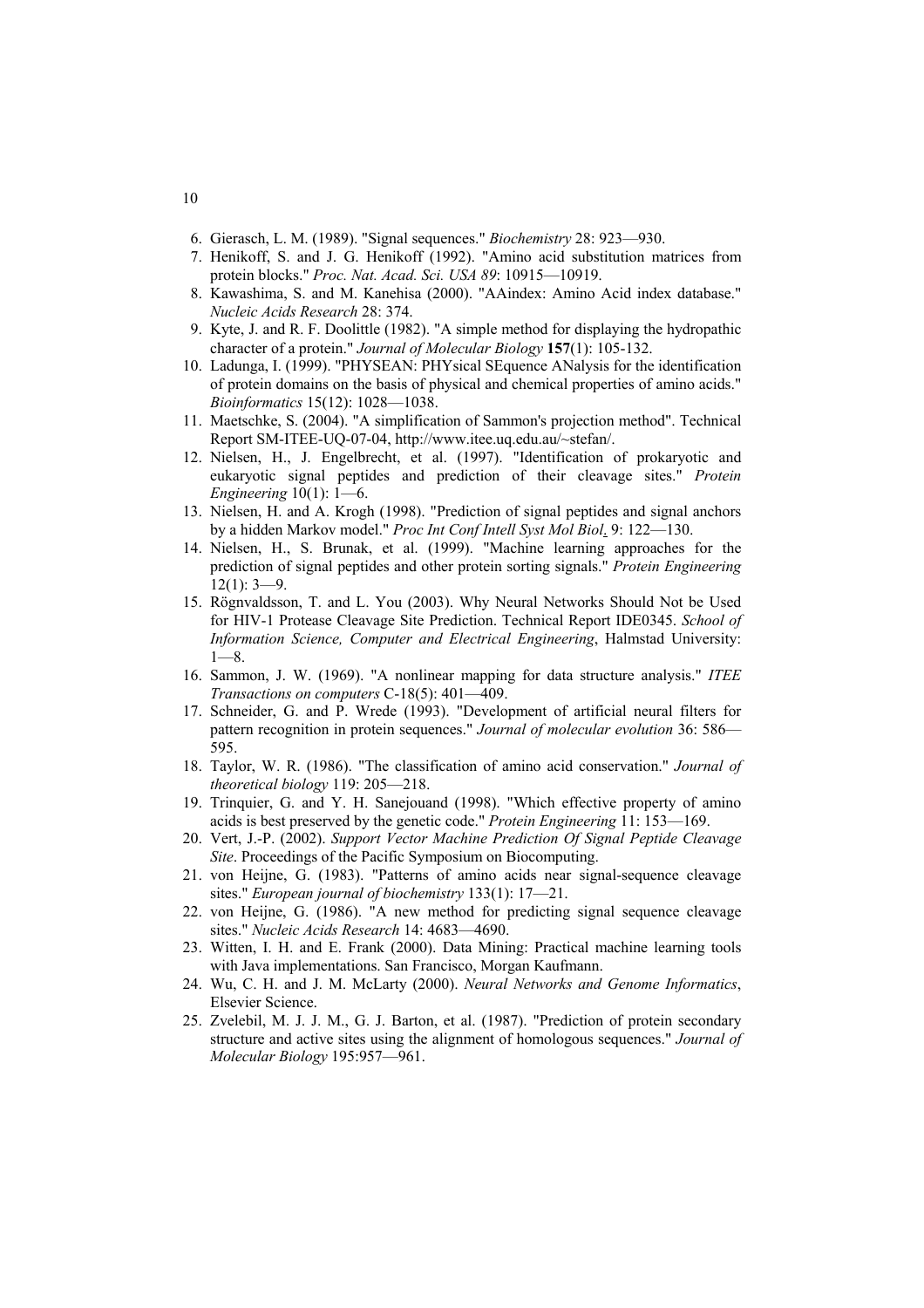6. Gierasch, L. M. (1989). "Signal sequences." *Biochemistry* 28: 923—930.
7. Henikoff, S. and J. G. Henikoff (1992). "Amino acid substitution matrices from protein blocks." *Proc. Nat. Acad. Sci. USA 89*: 10915—10919.
8. Kawashima, S. and M. Kanehisa (2000). "AAindex: Amino Acid index database." *Nucleic Acids Research* 28: 374.
9. Kyte, J. and R. F. Doolittle (1982). "A simple method for displaying the hydropathic character of a protein." *Journal of Molecular Biology* **157**(1): 105-132.
10. Ladunga, I. (1999). "PHYSEAN: PHYsical SEquence ANalysis for the identification of protein domains on the basis of physical and chemical properties of amino acids." *Bioinformatics* 15(12): 1028—1038.
11. Maetschke, S. (2004). "A simplification of Sammon's projection method". Technical Report SM-ITEE-UQ-07-04, http://www.itee.uq.edu.au/~stefan/.
12. Nielsen, H., J. Engelbrecht, et al. (1997). "Identification of prokaryotic and eukaryotic signal peptides and prediction of their cleavage sites." *Protein Engineering* 10(1): 1—6.
13. Nielsen, H. and A. Krogh (1998). "Prediction of signal peptides and signal anchors by a hidden Markov model." *Proc Int Conf Intell Syst Mol Biol*. 9: 122—130.
14. Nielsen, H., S. Brunak, et al. (1999). "Machine learning approaches for the prediction of signal peptides and other protein sorting signals." *Protein Engineering* 12(1): 3—9.
15. Rögnvaldsson, T. and L. You (2003). Why Neural Networks Should Not be Used for HIV-1 Protease Cleavage Site Prediction. Technical Report IDE0345. *School of Information Science, Computer and Electrical Engineering*, Halmstad University: 1—8.
16. Sammon, J. W. (1969). "A nonlinear mapping for data structure analysis." *ITEE Transactions on computers* C-18(5): 401—409.
17. Schneider, G. and P. Wrede (1993). "Development of artificial neural filters for pattern recognition in protein sequences." *Journal of molecular evolution* 36: 586—595.
18. Taylor, W. R. (1986). "The classification of amino acid conservation." *Journal of theoretical biology* 119: 205—218.
19. Trinquier, G. and Y. H. Sanejouand (1998). "Which effective property of amino acids is best preserved by the genetic code." *Protein Engineering* 11: 153—169.
20. Vert, J.-P. (2002). *Support Vector Machine Prediction Of Signal Peptide Cleavage Site*. Proceedings of the Pacific Symposium on Biocomputing.
21. von Heijne, G. (1983). "Patterns of amino acids near signal-sequence cleavage sites." *European journal of biochemistry* 133(1): 17—21.
22. von Heijne, G. (1986). "A new method for predicting signal sequence cleavage sites." *Nucleic Acids Research* 14: 4683—4690.
23. Witten, I. H. and E. Frank (2000). Data Mining: Practical machine learning tools with Java implementations. San Francisco, Morgan Kaufmann.
24. Wu, C. H. and J. M. McLarty (2000). *Neural Networks and Genome Informatics*, Elsevier Science.
25. Zvelebil, M. J. J. M., G. J. Barton, et al. (1987). "Prediction of protein secondary structure and active sites using the alignment of homologous sequences." *Journal of Molecular Biology* 195:957—961.